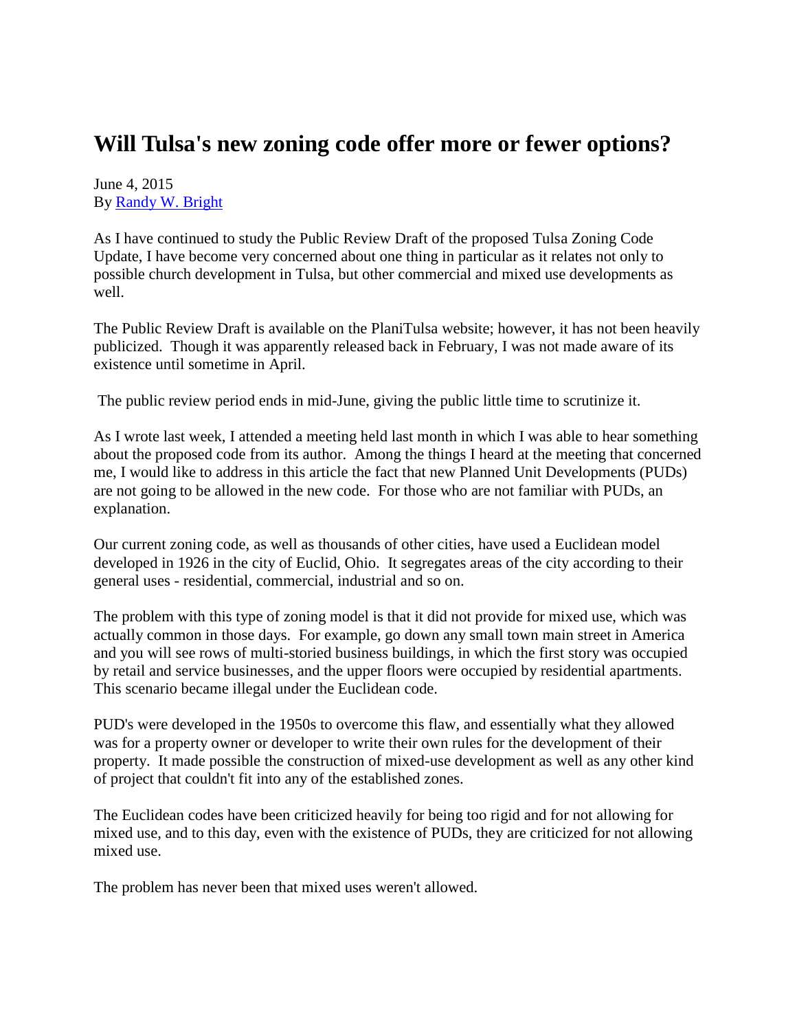# Will Tulsa's new zoning code offer more or fewer options?

June 4, 2015
By Randy W. Bright

As I have continued to study the Public Review Draft of the proposed Tulsa Zoning Code Update, I have become very concerned about one thing in particular as it relates not only to possible church development in Tulsa, but other commercial and mixed use developments as well.

The Public Review Draft is available on the PlaniTulsa website; however, it has not been heavily publicized. Though it was apparently released back in February, I was not made aware of its existence until sometime in April.

The public review period ends in mid-June, giving the public little time to scrutinize it.

As I wrote last week, I attended a meeting held last month in which I was able to hear something about the proposed code from its author. Among the things I heard at the meeting that concerned me, I would like to address in this article the fact that new Planned Unit Developments (PUDs) are not going to be allowed in the new code. For those who are not familiar with PUDs, an explanation.

Our current zoning code, as well as thousands of other cities, have used a Euclidean model developed in 1926 in the city of Euclid, Ohio. It segregates areas of the city according to their general uses - residential, commercial, industrial and so on.

The problem with this type of zoning model is that it did not provide for mixed use, which was actually common in those days. For example, go down any small town main street in America and you will see rows of multi-storied business buildings, in which the first story was occupied by retail and service businesses, and the upper floors were occupied by residential apartments. This scenario became illegal under the Euclidean code.

PUD's were developed in the 1950s to overcome this flaw, and essentially what they allowed was for a property owner or developer to write their own rules for the development of their property. It made possible the construction of mixed-use development as well as any other kind of project that couldn't fit into any of the established zones.

The Euclidean codes have been criticized heavily for being too rigid and for not allowing for mixed use, and to this day, even with the existence of PUDs, they are criticized for not allowing mixed use.

The problem has never been that mixed uses weren't allowed.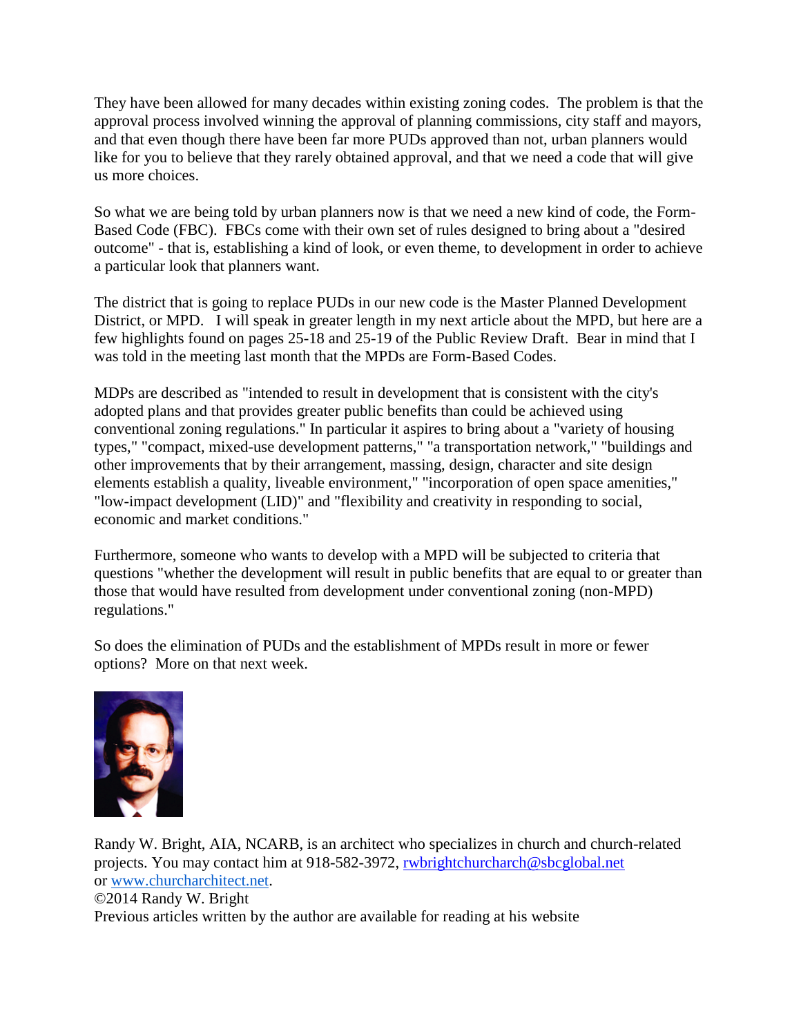They have been allowed for many decades within existing zoning codes. The problem is that the approval process involved winning the approval of planning commissions, city staff and mayors, and that even though there have been far more PUDs approved than not, urban planners would like for you to believe that they rarely obtained approval, and that we need a code that will give us more choices.

So what we are being told by urban planners now is that we need a new kind of code, the Form-Based Code (FBC). FBCs come with their own set of rules designed to bring about a "desired outcome" - that is, establishing a kind of look, or even theme, to development in order to achieve a particular look that planners want.

The district that is going to replace PUDs in our new code is the Master Planned Development District, or MPD. I will speak in greater length in my next article about the MPD, but here are a few highlights found on pages 25-18 and 25-19 of the Public Review Draft. Bear in mind that I was told in the meeting last month that the MPDs are Form-Based Codes.

MDPs are described as "intended to result in development that is consistent with the city's adopted plans and that provides greater public benefits than could be achieved using conventional zoning regulations." In particular it aspires to bring about a "variety of housing types," "compact, mixed-use development patterns," "a transportation network," "buildings and other improvements that by their arrangement, massing, design, character and site design elements establish a quality, liveable environment," "incorporation of open space amenities," "low-impact development (LID)" and "flexibility and creativity in responding to social, economic and market conditions."

Furthermore, someone who wants to develop with a MPD will be subjected to criteria that questions "whether the development will result in public benefits that are equal to or greater than those that would have resulted from development under conventional zoning (non-MPD) regulations."

So does the elimination of PUDs and the establishment of MPDs result in more or fewer options? More on that next week.

Randy W. Bright, AIA, NCARB, is an architect who specializes in church and church-related projects. You may contact him at 918-582-3972, rwbrightchurcharch@sbcglobal.net or www.churcharchitect.net.
©2014 Randy W. Bright
Previous articles written by the author are available for reading at his website